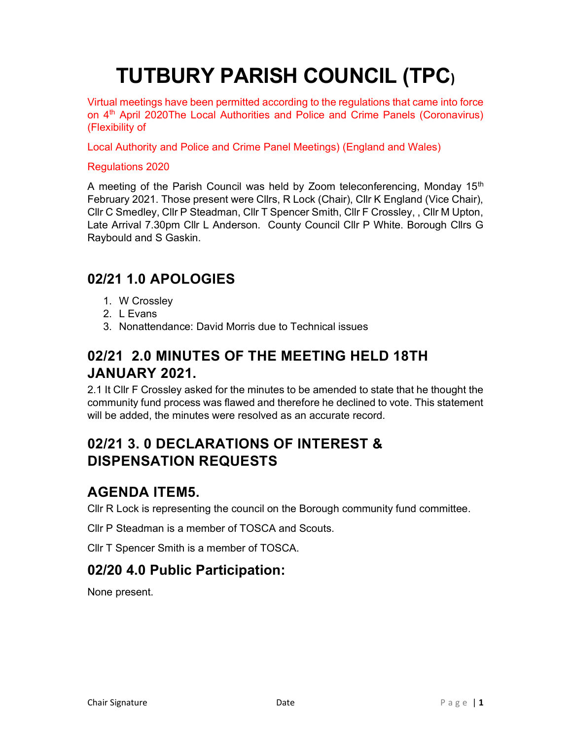# TUTBURY PARISH COUNCIL (TPC)

Virtual meetings have been permitted according to the regulations that came into force on 4th April 2020The Local Authorities and Police and Crime Panels (Coronavirus) (Flexibility of

Local Authority and Police and Crime Panel Meetings) (England and Wales)

Regulations 2020

A meeting of the Parish Council was held by Zoom teleconferencing, Monday 15th February 2021. Those present were Cllrs, R Lock (Chair), Cllr K England (Vice Chair), Cllr C Smedley, Cllr P Steadman, Cllr T Spencer Smith, Cllr F Crossley, , Cllr M Upton, Late Arrival 7.30pm Cllr L Anderson. County Council Cllr P White. Borough Cllrs G Raybould and S Gaskin.

## 02/21 1.0 APOLOGIES

1. W Crossley
2. L Evans
3. Nonattendance: David Morris due to Technical issues

## 02/21 2.0 MINUTES OF THE MEETING HELD 18TH JANUARY 2021.

2.1 It Cllr F Crossley asked for the minutes to be amended to state that he thought the community fund process was flawed and therefore he declined to vote. This statement will be added, the minutes were resolved as an accurate record.

## 02/21 3. 0 DECLARATIONS OF INTEREST & DISPENSATION REQUESTS

## AGENDA ITEM5.

Cllr R Lock is representing the council on the Borough community fund committee.

Cllr P Steadman is a member of TOSCA and Scouts.

Cllr T Spencer Smith is a member of TOSCA.

## 02/20 4.0 Public Participation:

None present.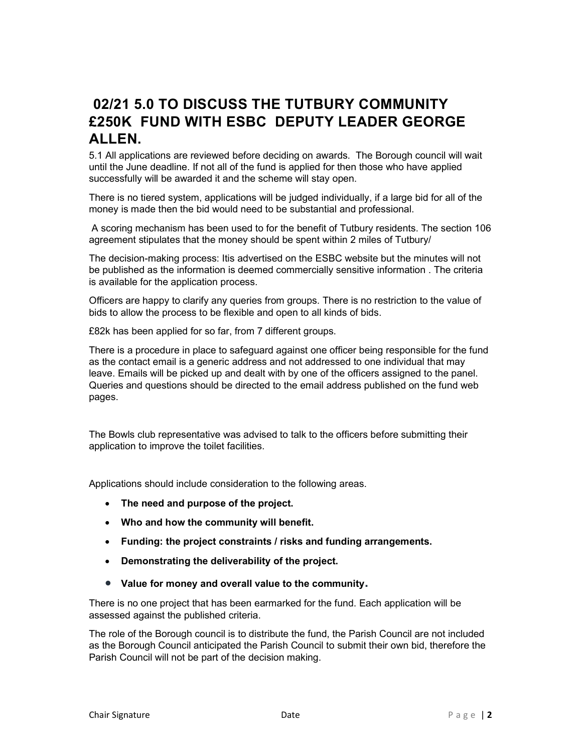## 02/21 5.0 TO DISCUSS THE TUTBURY COMMUNITY £250K FUND WITH ESBC DEPUTY LEADER GEORGE ALLEN.

5.1 All applications are reviewed before deciding on awards. The Borough council will wait until the June deadline. If not all of the fund is applied for then those who have applied successfully will be awarded it and the scheme will stay open.

There is no tiered system, applications will be judged individually, if a large bid for all of the money is made then the bid would need to be substantial and professional.

A scoring mechanism has been used to for the benefit of Tutbury residents. The section 106 agreement stipulates that the money should be spent within 2 miles of Tutbury/

The decision-making process: Itis advertised on the ESBC website but the minutes will not be published as the information is deemed commercially sensitive information . The criteria is available for the application process.

Officers are happy to clarify any queries from groups. There is no restriction to the value of bids to allow the process to be flexible and open to all kinds of bids.

£82k has been applied for so far, from 7 different groups.

There is a procedure in place to safeguard against one officer being responsible for the fund as the contact email is a generic address and not addressed to one individual that may leave. Emails will be picked up and dealt with by one of the officers assigned to the panel. Queries and questions should be directed to the email address published on the fund web pages.

The Bowls club representative was advised to talk to the officers before submitting their application to improve the toilet facilities.

Applications should include consideration to the following areas.

- **The need and purpose of the project.**
- **Who and how the community will benefit.**
- **Funding: the project constraints / risks and funding arrangements.**
- **Demonstrating the deliverability of the project.**
- **Value for money and overall value to the community.**

There is no one project that has been earmarked for the fund. Each application will be assessed against the published criteria.

The role of the Borough council is to distribute the fund, the Parish Council are not included as the Borough Council anticipated the Parish Council to submit their own bid, therefore the Parish Council will not be part of the decision making.

Chair Signature Date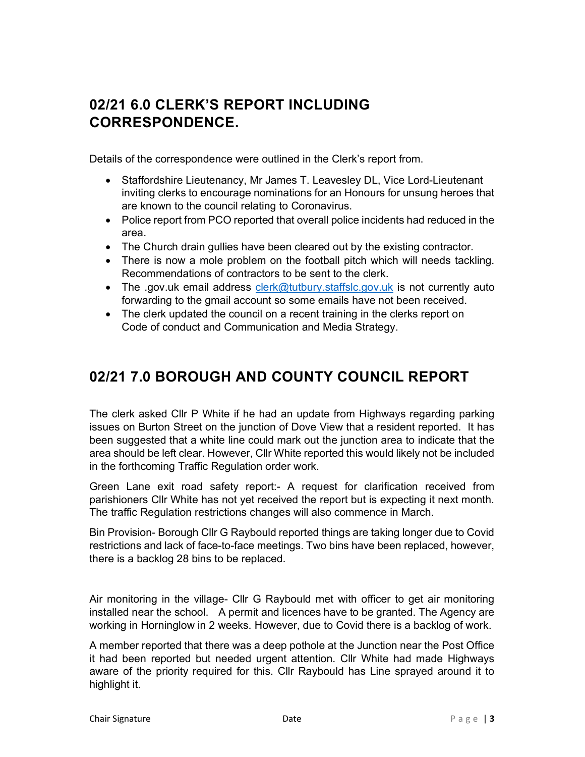## 02/21 6.0 CLERK'S REPORT INCLUDING CORRESPONDENCE.

Details of the correspondence were outlined in the Clerk's report from.

- Staffordshire Lieutenancy, Mr James T. Leavesley DL, Vice Lord-Lieutenant inviting clerks to encourage nominations for an Honours for unsung heroes that are known to the council relating to Coronavirus.
- Police report from PCO reported that overall police incidents had reduced in the area.
- The Church drain gullies have been cleared out by the existing contractor.
- There is now a mole problem on the football pitch which will needs tackling. Recommendations of contractors to be sent to the clerk.
- The .gov.uk email address clerk@tutbury.staffslc.gov.uk is not currently auto forwarding to the gmail account so some emails have not been received.
- The clerk updated the council on a recent training in the clerks report on Code of conduct and Communication and Media Strategy.

## 02/21 7.0 BOROUGH AND COUNTY COUNCIL REPORT

The clerk asked Cllr P White if he had an update from Highways regarding parking issues on Burton Street on the junction of Dove View that a resident reported. It has been suggested that a white line could mark out the junction area to indicate that the area should be left clear. However, Cllr White reported this would likely not be included in the forthcoming Traffic Regulation order work.

Green Lane exit road safety report:- A request for clarification received from parishioners Cllr White has not yet received the report but is expecting it next month. The traffic Regulation restrictions changes will also commence in March.

Bin Provision- Borough Cllr G Raybould reported things are taking longer due to Covid restrictions and lack of face-to-face meetings. Two bins have been replaced, however, there is a backlog 28 bins to be replaced.

Air monitoring in the village- Cllr G Raybould met with officer to get air monitoring installed near the school. A permit and licences have to be granted. The Agency are working in Horninglow in 2 weeks. However, due to Covid there is a backlog of work.

A member reported that there was a deep pothole at the Junction near the Post Office it had been reported but needed urgent attention. Cllr White had made Highways aware of the priority required for this. Cllr Raybould has Line sprayed around it to highlight it.

Chair Signature Date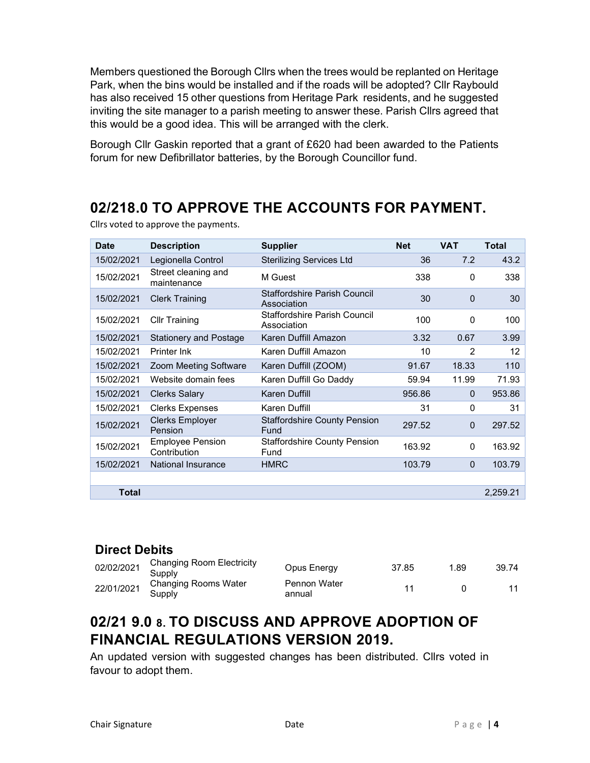Members questioned the Borough Cllrs when the trees would be replanted on Heritage Park, when the bins would be installed and if the roads will be adopted? Cllr Raybould has also received 15 other questions from Heritage Park residents, and he suggested inviting the site manager to a parish meeting to answer these. Parish Cllrs agreed that this would be a good idea. This will be arranged with the clerk.

Borough Cllr Gaskin reported that a grant of £620 had been awarded to the Patients forum for new Defibrillator batteries, by the Borough Councillor fund.

## 02/218.0 TO APPROVE THE ACCOUNTS FOR PAYMENT.

Cllrs voted to approve the payments.

| Date | Description | Supplier | Net | VAT | Total |
|---|---|---|---|---|---|
| 15/02/2021 | Legionella Control | Sterilizing Services Ltd | 36 | 7.2 | 43.2 |
| 15/02/2021 | Street cleaning and maintenance | M Guest | 338 | 0 | 338 |
| 15/02/2021 | Clerk Training | Staffordshire Parish Council Association | 30 | 0 | 30 |
| 15/02/2021 | Cllr Training | Staffordshire Parish Council Association | 100 | 0 | 100 |
| 15/02/2021 | Stationery and Postage | Karen Duffill Amazon | 3.32 | 0.67 | 3.99 |
| 15/02/2021 | Printer Ink | Karen Duffill Amazon | 10 | 2 | 12 |
| 15/02/2021 | Zoom Meeting Software | Karen Duffill (ZOOM) | 91.67 | 18.33 | 110 |
| 15/02/2021 | Website domain fees | Karen Duffill Go Daddy | 59.94 | 11.99 | 71.93 |
| 15/02/2021 | Clerks Salary | Karen Duffill | 956.86 | 0 | 953.86 |
| 15/02/2021 | Clerks Expenses | Karen Duffill | 31 | 0 | 31 |
| 15/02/2021 | Clerks Employer Pension | Staffordshire County Pension Fund | 297.52 | 0 | 297.52 |
| 15/02/2021 | Employee Pension Contribution | Staffordshire County Pension Fund | 163.92 | 0 | 163.92 |
| 15/02/2021 | National Insurance | HMRC | 103.79 | 0 | 103.79 |
| | | | | | |
| **Total** | | | | | 2,259.21 |

### Direct Debits

| Date | Description | Supplier | Net | VAT | Total |
|---|---|---|---|---|---|
| 02/02/2021 | Changing Room Electricity Supply | Opus Energy | 37.85 | 1.89 | 39.74 |
| 22/01/2021 | Changing Rooms Water Supply | Pennon Water annual | 11 | 0 | 11 |

## 02/21 9.0 8. TO DISCUSS AND APPROVE ADOPTION OF FINANCIAL REGULATIONS VERSION 2019.

An updated version with suggested changes has been distributed. Cllrs voted in favour to adopt them.

Chair Signature Date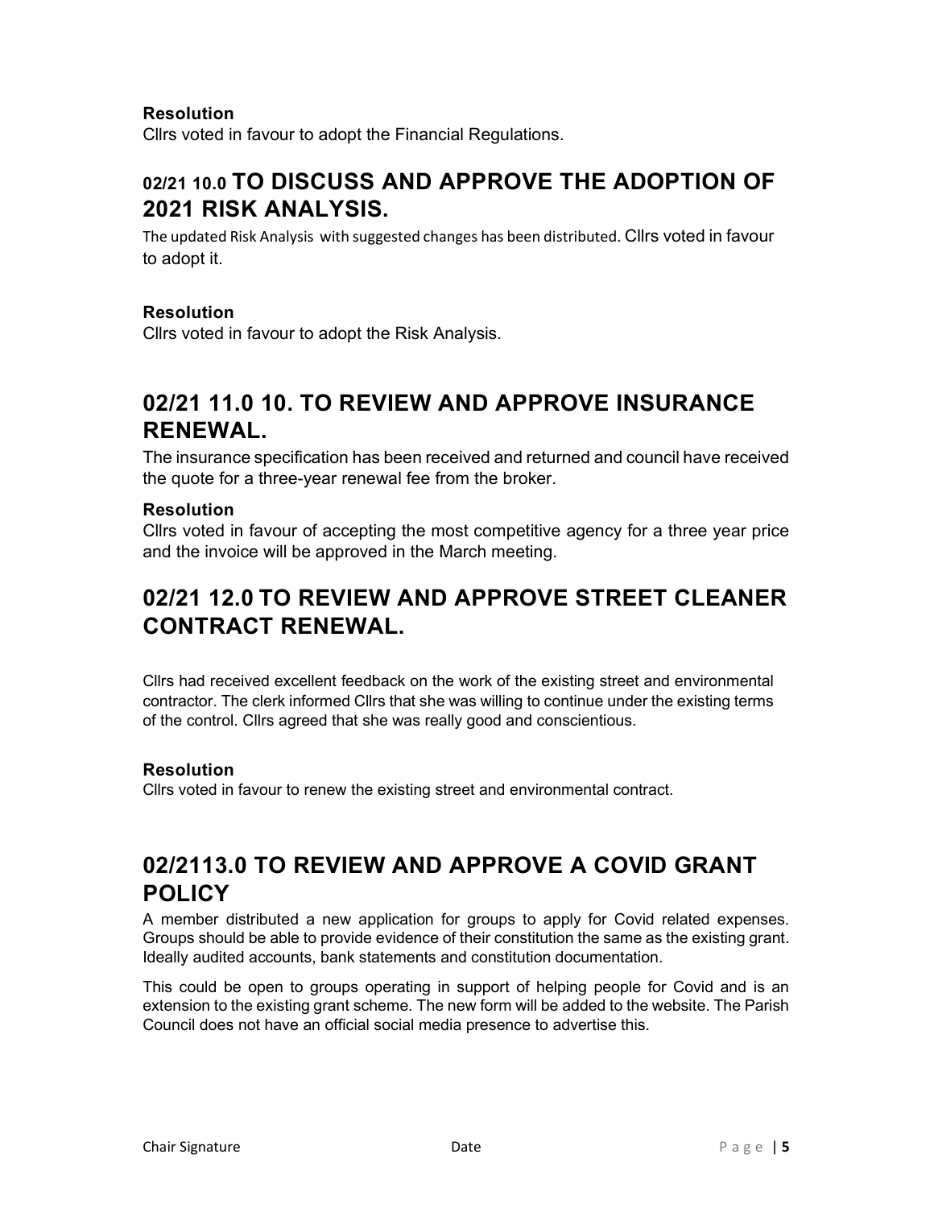**Resolution**

Cllrs voted in favour to adopt the Financial Regulations.

## 02/21 10.0 TO DISCUSS AND APPROVE THE ADOPTION OF 2021 RISK ANALYSIS.

The updated Risk Analysis with suggested changes has been distributed. Cllrs voted in favour to adopt it.

**Resolution**

Cllrs voted in favour to adopt the Risk Analysis.

## 02/21 11.0 10. TO REVIEW AND APPROVE INSURANCE RENEWAL.

The insurance specification has been received and returned and council have received the quote for a three-year renewal fee from the broker.

**Resolution**

Cllrs voted in favour of accepting the most competitive agency for a three year price and the invoice will be approved in the March meeting.

## 02/21 12.0 TO REVIEW AND APPROVE STREET CLEANER CONTRACT RENEWAL.

Cllrs had received excellent feedback on the work of the existing street and environmental contractor. The clerk informed Cllrs that she was willing to continue under the existing terms of the control. Cllrs agreed that she was really good and conscientious.

**Resolution**

Cllrs voted in favour to renew the existing street and environmental contract.

## 02/2113.0 TO REVIEW AND APPROVE A COVID GRANT POLICY

A member distributed a new application for groups to apply for Covid related expenses. Groups should be able to provide evidence of their constitution the same as the existing grant. Ideally audited accounts, bank statements and constitution documentation.

This could be open to groups operating in support of helping people for Covid and is an extension to the existing grant scheme. The new form will be added to the website. The Parish Council does not have an official social media presence to advertise this.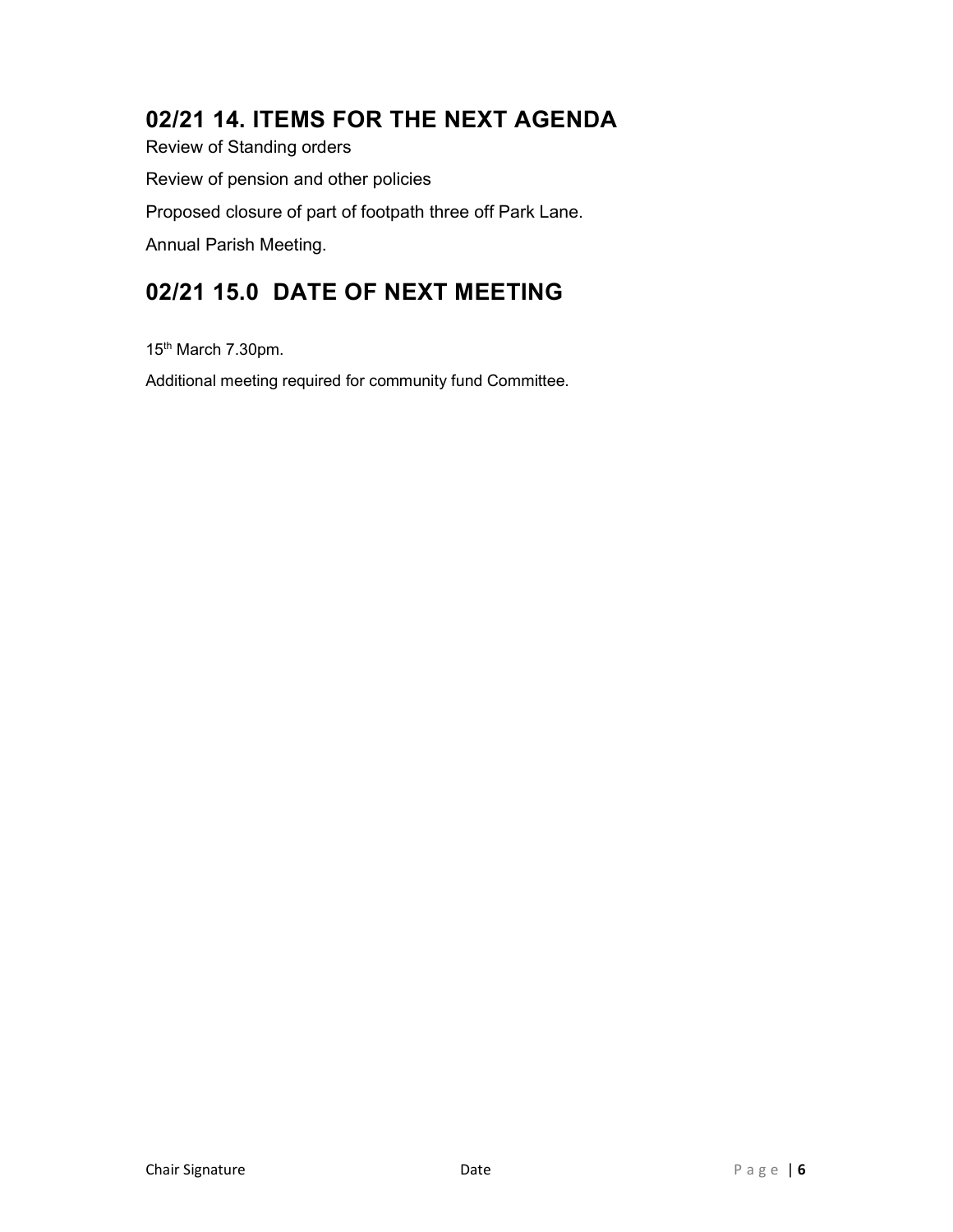## 02/21 14. ITEMS FOR THE NEXT AGENDA

Review of Standing orders

Review of pension and other policies

Proposed closure of part of footpath three off Park Lane.

Annual Parish Meeting.

## 02/21 15.0 DATE OF NEXT MEETING

15th March 7.30pm.

Additional meeting required for community fund Committee.

Chair Signature Date